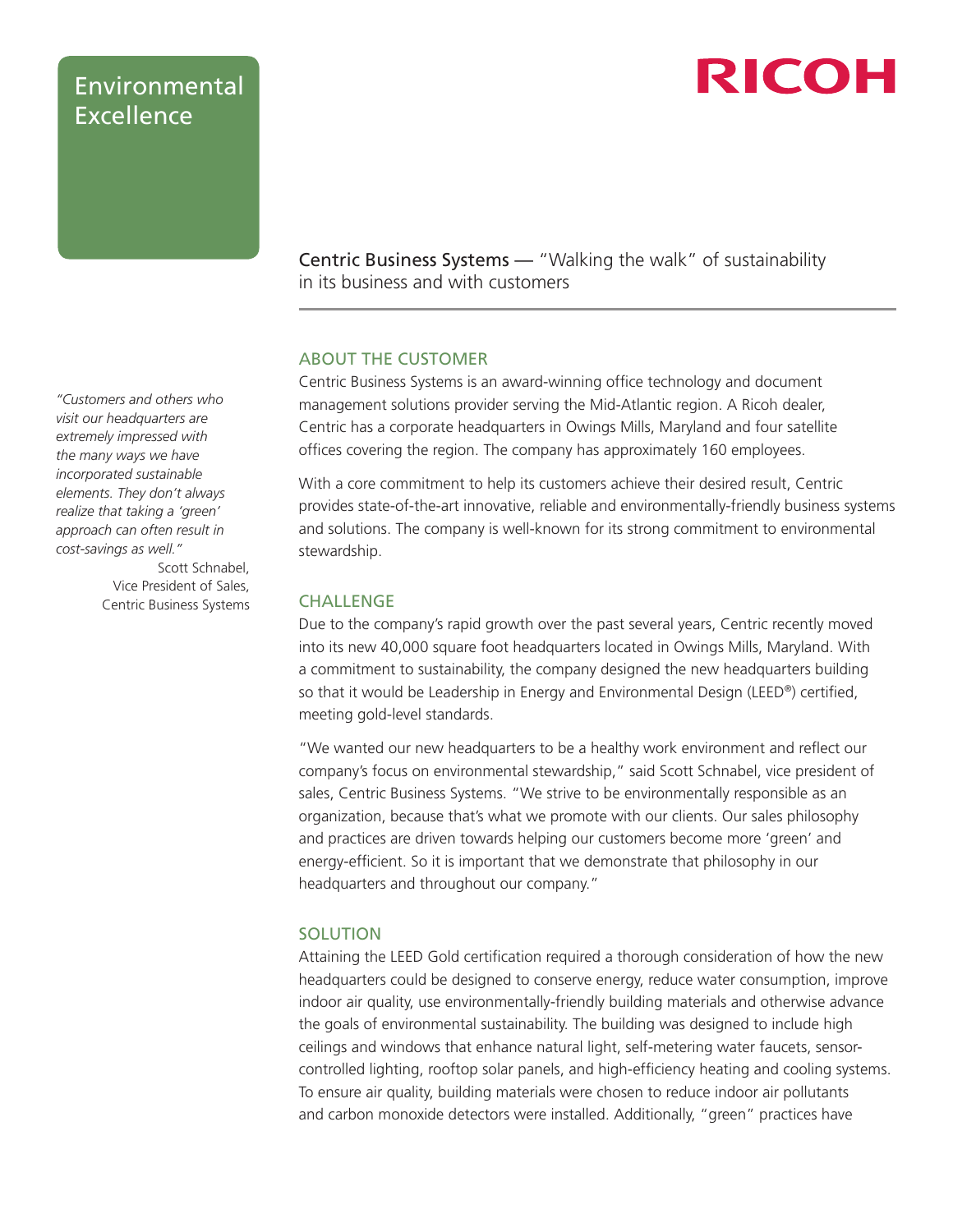# Environmental Excellence

RICOH

## Centric Business Systems — "Walking the walk" of sustainability in its business and with customers

*"Customers and others who visit our headquarters are extremely impressed with the many ways we have incorporated sustainable elements. They don't always realize that taking a 'green' approach can often result in cost-savings as well."*

Scott Schnabel,
Vice President of Sales,
Centric Business Systems

### ABOUT THE CUSTOMER

Centric Business Systems is an award-winning office technology and document management solutions provider serving the Mid-Atlantic region. A Ricoh dealer, Centric has a corporate headquarters in Owings Mills, Maryland and four satellite offices covering the region. The company has approximately 160 employees.

With a core commitment to help its customers achieve their desired result, Centric provides state-of-the-art innovative, reliable and environmentally-friendly business systems and solutions. The company is well-known for its strong commitment to environmental stewardship.

### CHALLENGE

Due to the company's rapid growth over the past several years, Centric recently moved into its new 40,000 square foot headquarters located in Owings Mills, Maryland. With a commitment to sustainability, the company designed the new headquarters building so that it would be Leadership in Energy and Environmental Design (LEED®) certified, meeting gold-level standards.

"We wanted our new headquarters to be a healthy work environment and reflect our company's focus on environmental stewardship," said Scott Schnabel, vice president of sales, Centric Business Systems. "We strive to be environmentally responsible as an organization, because that's what we promote with our clients. Our sales philosophy and practices are driven towards helping our customers become more 'green' and energy-efficient. So it is important that we demonstrate that philosophy in our headquarters and throughout our company."

### SOLUTION

Attaining the LEED Gold certification required a thorough consideration of how the new headquarters could be designed to conserve energy, reduce water consumption, improve indoor air quality, use environmentally-friendly building materials and otherwise advance the goals of environmental sustainability. The building was designed to include high ceilings and windows that enhance natural light, self-metering water faucets, sensor-controlled lighting, rooftop solar panels, and high-efficiency heating and cooling systems. To ensure air quality, building materials were chosen to reduce indoor air pollutants and carbon monoxide detectors were installed. Additionally, "green" practices have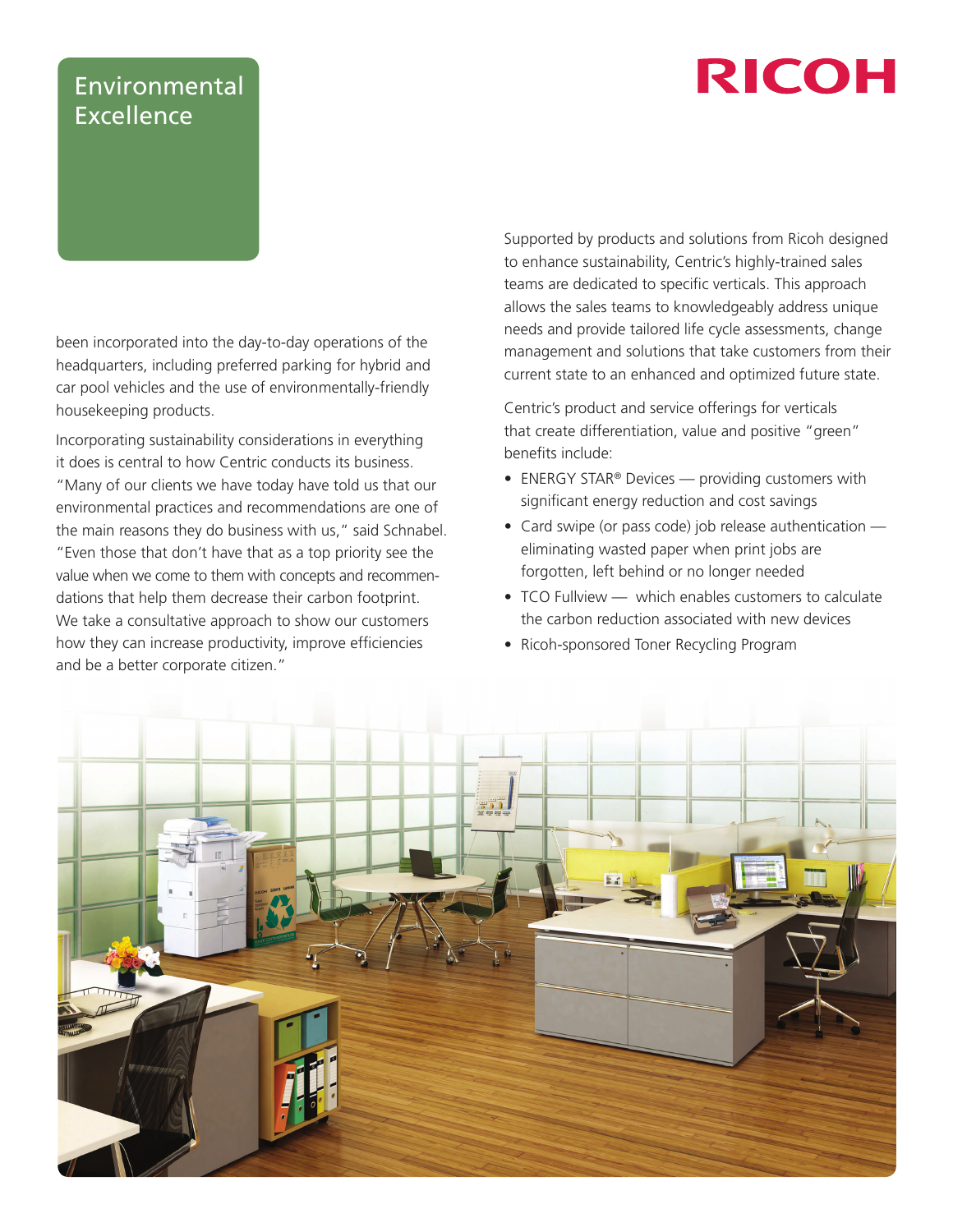## Environmental Excellence

been incorporated into the day-to-day operations of the headquarters, including preferred parking for hybrid and car pool vehicles and the use of environmentally-friendly housekeeping products.

Incorporating sustainability considerations in everything it does is central to how Centric conducts its business. "Many of our clients we have today have told us that our environmental practices and recommendations are one of the main reasons they do business with us," said Schnabel. "Even those that don't have that as a top priority see the value when we come to them with concepts and recommendations that help them decrease their carbon footprint. We take a consultative approach to show our customers how they can increase productivity, improve efficiencies and be a better corporate citizen."

Supported by products and solutions from Ricoh designed to enhance sustainability, Centric's highly-trained sales teams are dedicated to specific verticals. This approach allows the sales teams to knowledgeably address unique needs and provide tailored life cycle assessments, change management and solutions that take customers from their current state to an enhanced and optimized future state.

Centric's product and service offerings for verticals that create differentiation, value and positive "green" benefits include:

- ENERGY STAR® Devices — providing customers with significant energy reduction and cost savings
- Card swipe (or pass code) job release authentication — eliminating wasted paper when print jobs are forgotten, left behind or no longer needed
- TCO Fullview — which enables customers to calculate the carbon reduction associated with new devices
- Ricoh-sponsored Toner Recycling Program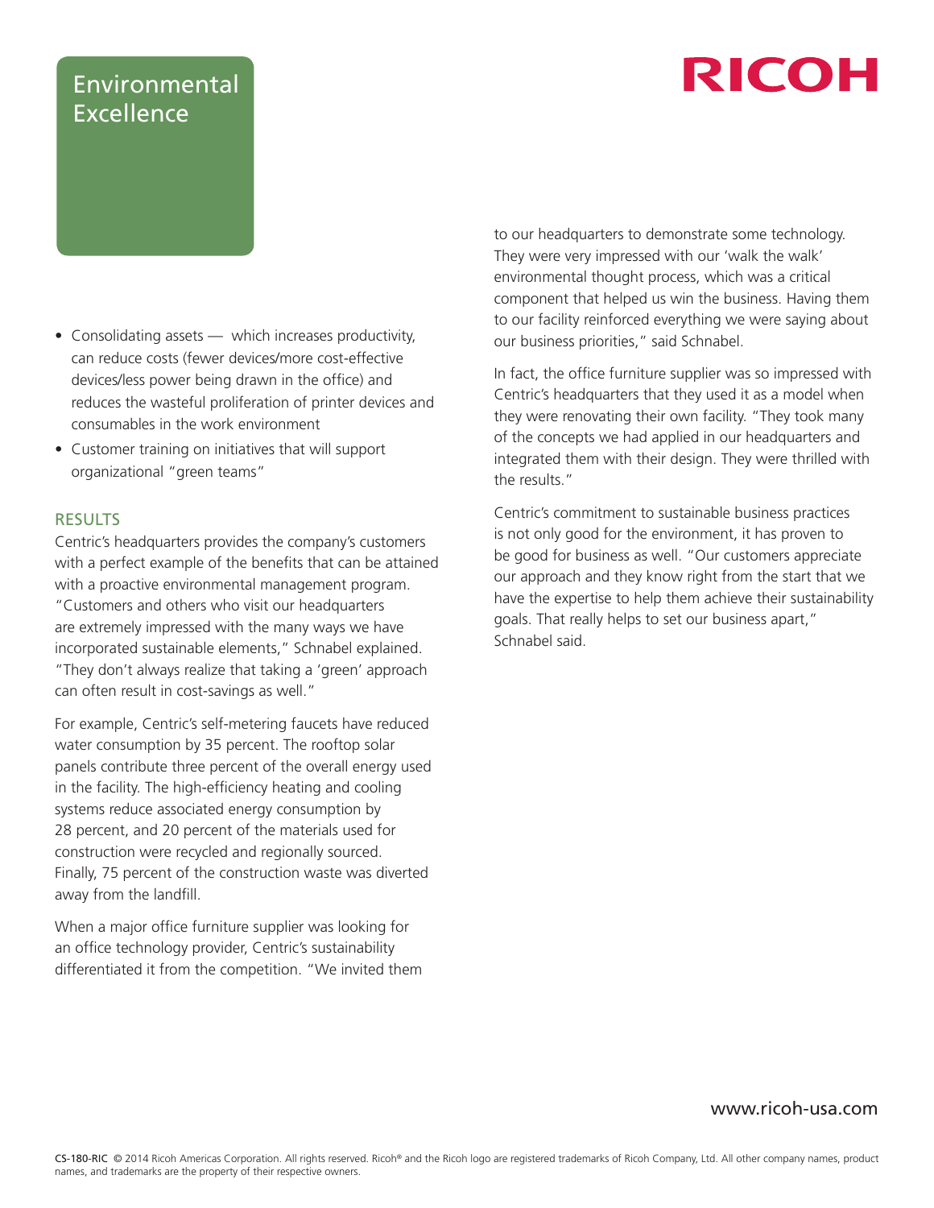# Environmental Excellence

- Consolidating assets — which increases productivity, can reduce costs (fewer devices/more cost-effective devices/less power being drawn in the office) and reduces the wasteful proliferation of printer devices and consumables in the work environment
- Customer training on initiatives that will support organizational "green teams"

## RESULTS

Centric's headquarters provides the company's customers with a perfect example of the benefits that can be attained with a proactive environmental management program. "Customers and others who visit our headquarters are extremely impressed with the many ways we have incorporated sustainable elements," Schnabel explained. "They don't always realize that taking a 'green' approach can often result in cost-savings as well."

For example, Centric's self-metering faucets have reduced water consumption by 35 percent. The rooftop solar panels contribute three percent of the overall energy used in the facility. The high-efficiency heating and cooling systems reduce associated energy consumption by 28 percent, and 20 percent of the materials used for construction were recycled and regionally sourced. Finally, 75 percent of the construction waste was diverted away from the landfill.

When a major office furniture supplier was looking for an office technology provider, Centric's sustainability differentiated it from the competition. "We invited them to our headquarters to demonstrate some technology. They were very impressed with our 'walk the walk' environmental thought process, which was a critical component that helped us win the business. Having them to our facility reinforced everything we were saying about our business priorities," said Schnabel.

In fact, the office furniture supplier was so impressed with Centric's headquarters that they used it as a model when they were renovating their own facility. "They took many of the concepts we had applied in our headquarters and integrated them with their design. They were thrilled with the results."

Centric's commitment to sustainable business practices is not only good for the environment, it has proven to be good for business as well. "Our customers appreciate our approach and they know right from the start that we have the expertise to help them achieve their sustainability goals. That really helps to set our business apart," Schnabel said.

www.ricoh-usa.com

CS-180-RIC © 2014 Ricoh Americas Corporation. All rights reserved. Ricoh® and the Ricoh logo are registered trademarks of Ricoh Company, Ltd. All other company names, product names, and trademarks are the property of their respective owners.